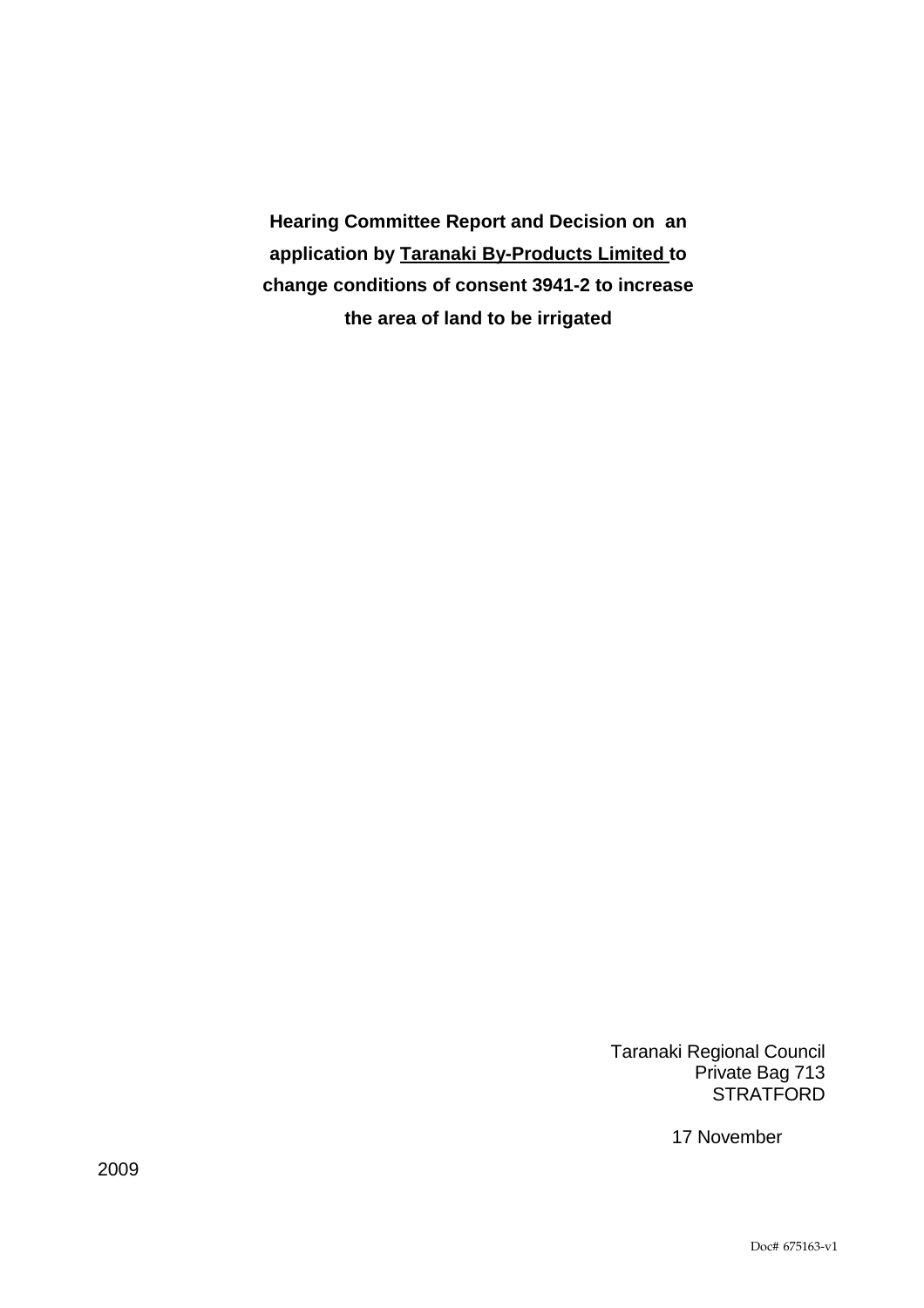**Hearing Committee Report and Decision on an application by Taranaki By-Products Limited to change conditions of consent 3941-2 to increase the area of land to be irrigated**

Taranaki Regional Council
Private Bag 713
STRATFORD

17 November 2009

Doc# 675163-v1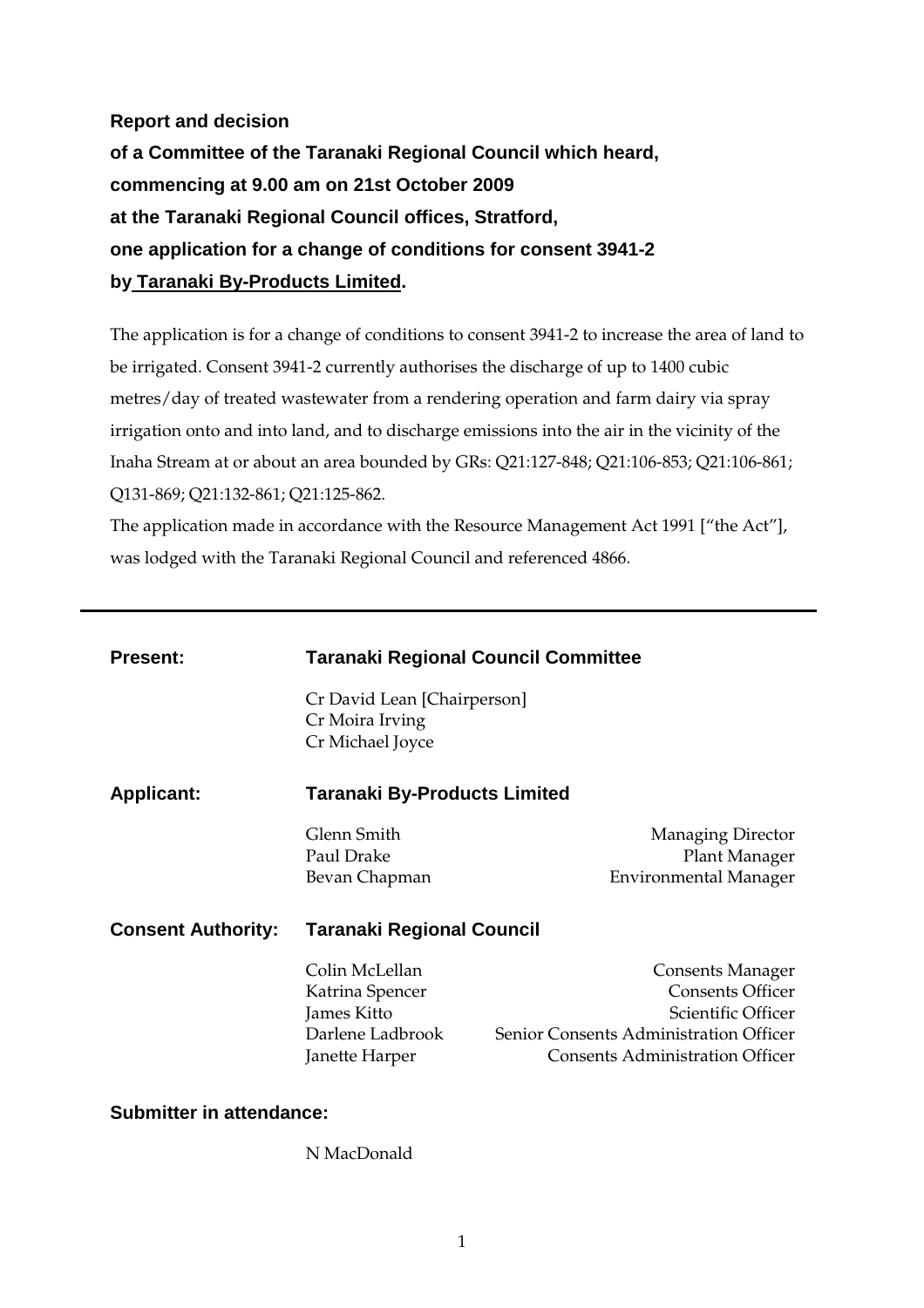**Report and decision**

**of a Committee of the Taranaki Regional Council which heard,**

**commencing at 9.00 am on 21st October 2009**

**at the Taranaki Regional Council offices, Stratford,**

**one application for a change of conditions for consent 3941-2**

**by Taranaki By-Products Limited.**

The application is for a change of conditions to consent 3941-2 to increase the area of land to be irrigated. Consent 3941-2 currently authorises the discharge of up to 1400 cubic metres/day of treated wastewater from a rendering operation and farm dairy via spray irrigation onto and into land, and to discharge emissions into the air in the vicinity of the Inaha Stream at or about an area bounded by GRs: Q21:127-848; Q21:106-853; Q21:106-861; Q131-869; Q21:132-861; Q21:125-862.

The application made in accordance with the Resource Management Act 1991 ["the Act"], was lodged with the Taranaki Regional Council and referenced 4866.

---

**Present:** **Taranaki Regional Council Committee**

Cr David Lean [Chairperson]
Cr Moira Irving
Cr Michael Joyce

**Applicant:** **Taranaki By-Products Limited**

| | |
|---|---|
| Glenn Smith | Managing Director |
| Paul Drake | Plant Manager |
| Bevan Chapman | Environmental Manager |

**Consent Authority:** **Taranaki Regional Council**

| | |
|---|---|
| Colin McLellan | Consents Manager |
| Katrina Spencer | Consents Officer |
| James Kitto | Scientific Officer |
| Darlene Ladbrook | Senior Consents Administration Officer |
| Janette Harper | Consents Administration Officer |

**Submitter in attendance:**

N MacDonald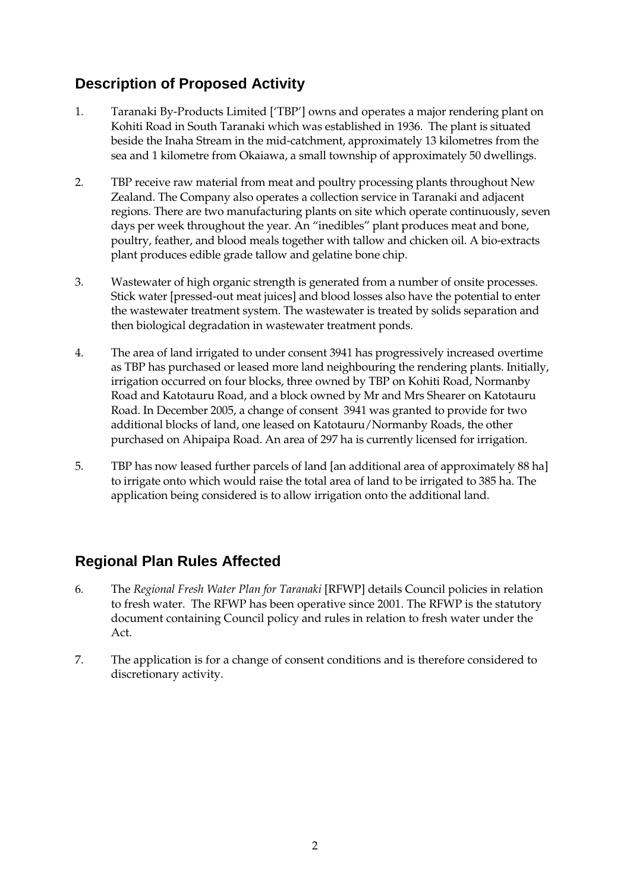## Description of Proposed Activity

1. Taranaki By-Products Limited ['TBP'] owns and operates a major rendering plant on Kohiti Road in South Taranaki which was established in 1936. The plant is situated beside the Inaha Stream in the mid-catchment, approximately 13 kilometres from the sea and 1 kilometre from Okaiawa, a small township of approximately 50 dwellings.

2. TBP receive raw material from meat and poultry processing plants throughout New Zealand. The Company also operates a collection service in Taranaki and adjacent regions. There are two manufacturing plants on site which operate continuously, seven days per week throughout the year. An "inedibles" plant produces meat and bone, poultry, feather, and blood meals together with tallow and chicken oil. A bio-extracts plant produces edible grade tallow and gelatine bone chip.

3. Wastewater of high organic strength is generated from a number of onsite processes. Stick water [pressed-out meat juices] and blood losses also have the potential to enter the wastewater treatment system. The wastewater is treated by solids separation and then biological degradation in wastewater treatment ponds.

4. The area of land irrigated to under consent 3941 has progressively increased overtime as TBP has purchased or leased more land neighbouring the rendering plants. Initially, irrigation occurred on four blocks, three owned by TBP on Kohiti Road, Normanby Road and Katotauru Road, and a block owned by Mr and Mrs Shearer on Katotauru Road. In December 2005, a change of consent 3941 was granted to provide for two additional blocks of land, one leased on Katotauru/Normanby Roads, the other purchased on Ahipaipa Road. An area of 297 ha is currently licensed for irrigation.

5. TBP has now leased further parcels of land [an additional area of approximately 88 ha] to irrigate onto which would raise the total area of land to be irrigated to 385 ha. The application being considered is to allow irrigation onto the additional land.

## Regional Plan Rules Affected

6. The *Regional Fresh Water Plan for Taranaki* [RFWP] details Council policies in relation to fresh water. The RFWP has been operative since 2001. The RFWP is the statutory document containing Council policy and rules in relation to fresh water under the Act.

7. The application is for a change of consent conditions and is therefore considered to discretionary activity.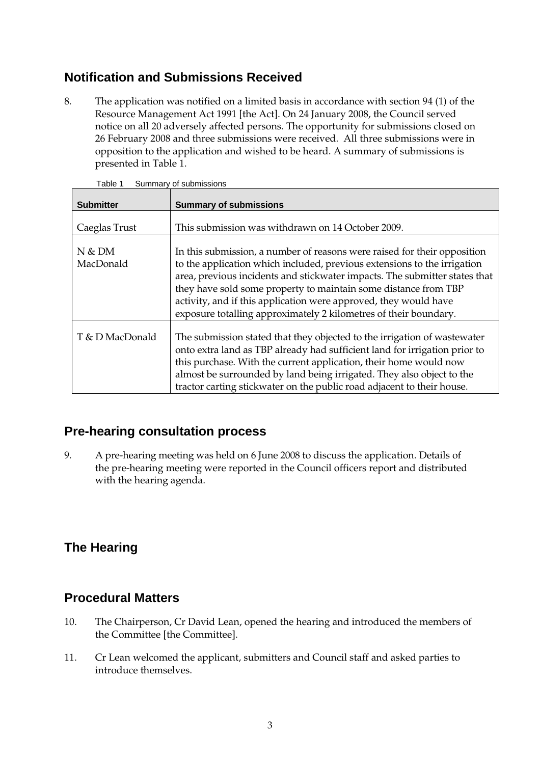## Notification and Submissions Received

8. The application was notified on a limited basis in accordance with section 94 (1) of the Resource Management Act 1991 [the Act]. On 24 January 2008, the Council served notice on all 20 adversely affected persons. The opportunity for submissions closed on 26 February 2008 and three submissions were received. All three submissions were in opposition to the application and wished to be heard. A summary of submissions is presented in Table 1.

Table 1 Summary of submissions

| Submitter | Summary of submissions |
|---|---|
| Caeglas Trust | This submission was withdrawn on 14 October 2009. |
| N & DM MacDonald | In this submission, a number of reasons were raised for their opposition to the application which included, previous extensions to the irrigation area, previous incidents and stickwater impacts. The submitter states that they have sold some property to maintain some distance from TBP activity, and if this application were approved, they would have exposure totalling approximately 2 kilometres of their boundary. |
| T & D MacDonald | The submission stated that they objected to the irrigation of wastewater onto extra land as TBP already had sufficient land for irrigation prior to this purchase. With the current application, their home would now almost be surrounded by land being irrigated. They also object to the tractor carting stickwater on the public road adjacent to their house. |

## Pre-hearing consultation process

9. A pre-hearing meeting was held on 6 June 2008 to discuss the application. Details of the pre-hearing meeting were reported in the Council officers report and distributed with the hearing agenda.

## The Hearing

## Procedural Matters

10. The Chairperson, Cr David Lean, opened the hearing and introduced the members of the Committee [the Committee].

11. Cr Lean welcomed the applicant, submitters and Council staff and asked parties to introduce themselves.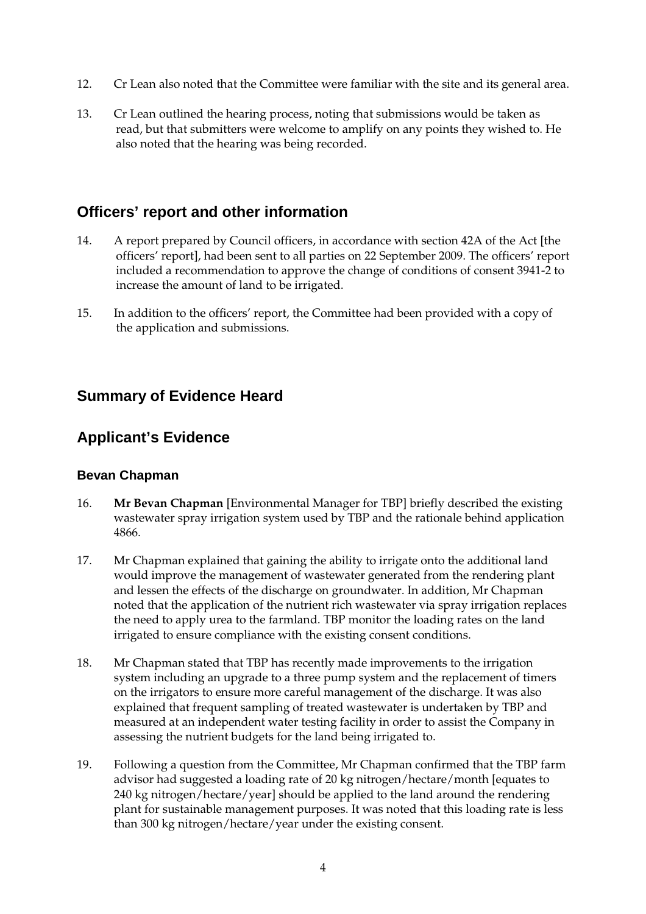12. Cr Lean also noted that the Committee were familiar with the site and its general area.

13. Cr Lean outlined the hearing process, noting that submissions would be taken as read, but that submitters were welcome to amplify on any points they wished to. He also noted that the hearing was being recorded.

## Officers' report and other information

14. A report prepared by Council officers, in accordance with section 42A of the Act [the officers' report], had been sent to all parties on 22 September 2009. The officers' report included a recommendation to approve the change of conditions of consent 3941-2 to increase the amount of land to be irrigated.

15. In addition to the officers' report, the Committee had been provided with a copy of the application and submissions.

## Summary of Evidence Heard

## Applicant's Evidence

### Bevan Chapman

16. **Mr Bevan Chapman** [Environmental Manager for TBP] briefly described the existing wastewater spray irrigation system used by TBP and the rationale behind application 4866.

17. Mr Chapman explained that gaining the ability to irrigate onto the additional land would improve the management of wastewater generated from the rendering plant and lessen the effects of the discharge on groundwater. In addition, Mr Chapman noted that the application of the nutrient rich wastewater via spray irrigation replaces the need to apply urea to the farmland. TBP monitor the loading rates on the land irrigated to ensure compliance with the existing consent conditions.

18. Mr Chapman stated that TBP has recently made improvements to the irrigation system including an upgrade to a three pump system and the replacement of timers on the irrigators to ensure more careful management of the discharge. It was also explained that frequent sampling of treated wastewater is undertaken by TBP and measured at an independent water testing facility in order to assist the Company in assessing the nutrient budgets for the land being irrigated to.

19. Following a question from the Committee, Mr Chapman confirmed that the TBP farm advisor had suggested a loading rate of 20 kg nitrogen/hectare/month [equates to 240 kg nitrogen/hectare/year] should be applied to the land around the rendering plant for sustainable management purposes. It was noted that this loading rate is less than 300 kg nitrogen/hectare/year under the existing consent.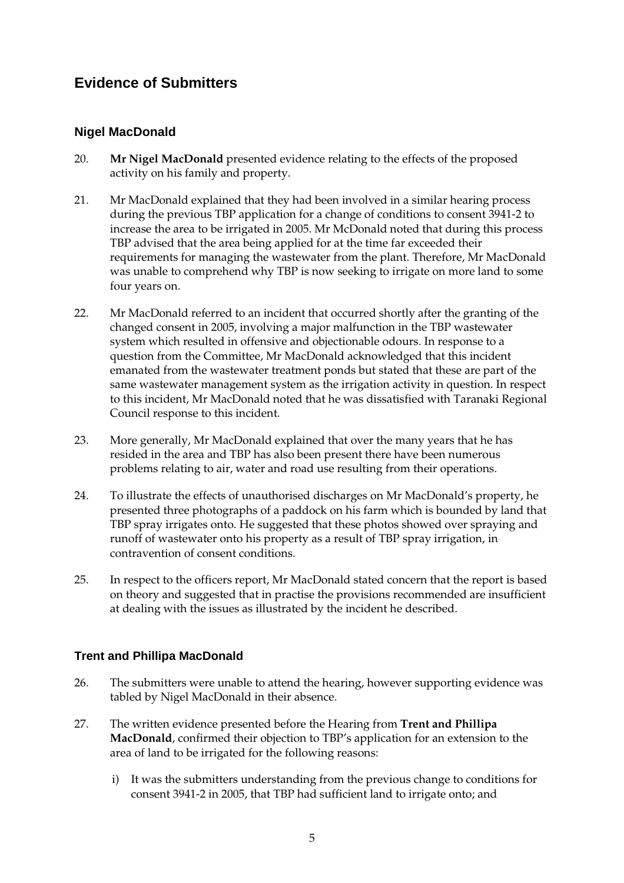## Evidence of Submitters

### Nigel MacDonald

20. **Mr Nigel MacDonald** presented evidence relating to the effects of the proposed activity on his family and property.

21. Mr MacDonald explained that they had been involved in a similar hearing process during the previous TBP application for a change of conditions to consent 3941-2 to increase the area to be irrigated in 2005. Mr McDonald noted that during this process TBP advised that the area being applied for at the time far exceeded their requirements for managing the wastewater from the plant. Therefore, Mr MacDonald was unable to comprehend why TBP is now seeking to irrigate on more land to some four years on.

22. Mr MacDonald referred to an incident that occurred shortly after the granting of the changed consent in 2005, involving a major malfunction in the TBP wastewater system which resulted in offensive and objectionable odours. In response to a question from the Committee, Mr MacDonald acknowledged that this incident emanated from the wastewater treatment ponds but stated that these are part of the same wastewater management system as the irrigation activity in question. In respect to this incident, Mr MacDonald noted that he was dissatisfied with Taranaki Regional Council response to this incident.

23. More generally, Mr MacDonald explained that over the many years that he has resided in the area and TBP has also been present there have been numerous problems relating to air, water and road use resulting from their operations.

24. To illustrate the effects of unauthorised discharges on Mr MacDonald's property, he presented three photographs of a paddock on his farm which is bounded by land that TBP spray irrigates onto. He suggested that these photos showed over spraying and runoff of wastewater onto his property as a result of TBP spray irrigation, in contravention of consent conditions.

25. In respect to the officers report, Mr MacDonald stated concern that the report is based on theory and suggested that in practise the provisions recommended are insufficient at dealing with the issues as illustrated by the incident he described.

### Trent and Phillipa MacDonald

26. The submitters were unable to attend the hearing, however supporting evidence was tabled by Nigel MacDonald in their absence.

27. The written evidence presented before the Hearing from **Trent and Phillipa MacDonald**, confirmed their objection to TBP's application for an extension to the area of land to be irrigated for the following reasons:

    i) It was the submitters understanding from the previous change to conditions for consent 3941-2 in 2005, that TBP had sufficient land to irrigate onto; and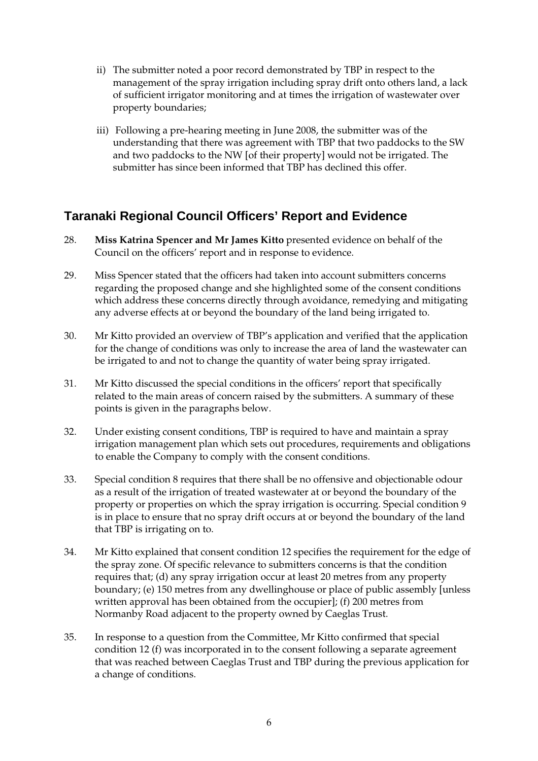ii) The submitter noted a poor record demonstrated by TBP in respect to the management of the spray irrigation including spray drift onto others land, a lack of sufficient irrigator monitoring and at times the irrigation of wastewater over property boundaries;

iii) Following a pre-hearing meeting in June 2008, the submitter was of the understanding that there was agreement with TBP that two paddocks to the SW and two paddocks to the NW [of their property] would not be irrigated. The submitter has since been informed that TBP has declined this offer.

## Taranaki Regional Council Officers' Report and Evidence

28. **Miss Katrina Spencer and Mr James Kitto** presented evidence on behalf of the Council on the officers' report and in response to evidence.

29. Miss Spencer stated that the officers had taken into account submitters concerns regarding the proposed change and she highlighted some of the consent conditions which address these concerns directly through avoidance, remedying and mitigating any adverse effects at or beyond the boundary of the land being irrigated to.

30. Mr Kitto provided an overview of TBP's application and verified that the application for the change of conditions was only to increase the area of land the wastewater can be irrigated to and not to change the quantity of water being spray irrigated.

31. Mr Kitto discussed the special conditions in the officers' report that specifically related to the main areas of concern raised by the submitters. A summary of these points is given in the paragraphs below.

32. Under existing consent conditions, TBP is required to have and maintain a spray irrigation management plan which sets out procedures, requirements and obligations to enable the Company to comply with the consent conditions.

33. Special condition 8 requires that there shall be no offensive and objectionable odour as a result of the irrigation of treated wastewater at or beyond the boundary of the property or properties on which the spray irrigation is occurring. Special condition 9 is in place to ensure that no spray drift occurs at or beyond the boundary of the land that TBP is irrigating on to.

34. Mr Kitto explained that consent condition 12 specifies the requirement for the edge of the spray zone. Of specific relevance to submitters concerns is that the condition requires that; (d) any spray irrigation occur at least 20 metres from any property boundary; (e) 150 metres from any dwellinghouse or place of public assembly [unless written approval has been obtained from the occupier]; (f) 200 metres from Normanby Road adjacent to the property owned by Caeglas Trust.

35. In response to a question from the Committee, Mr Kitto confirmed that special condition 12 (f) was incorporated in to the consent following a separate agreement that was reached between Caeglas Trust and TBP during the previous application for a change of conditions.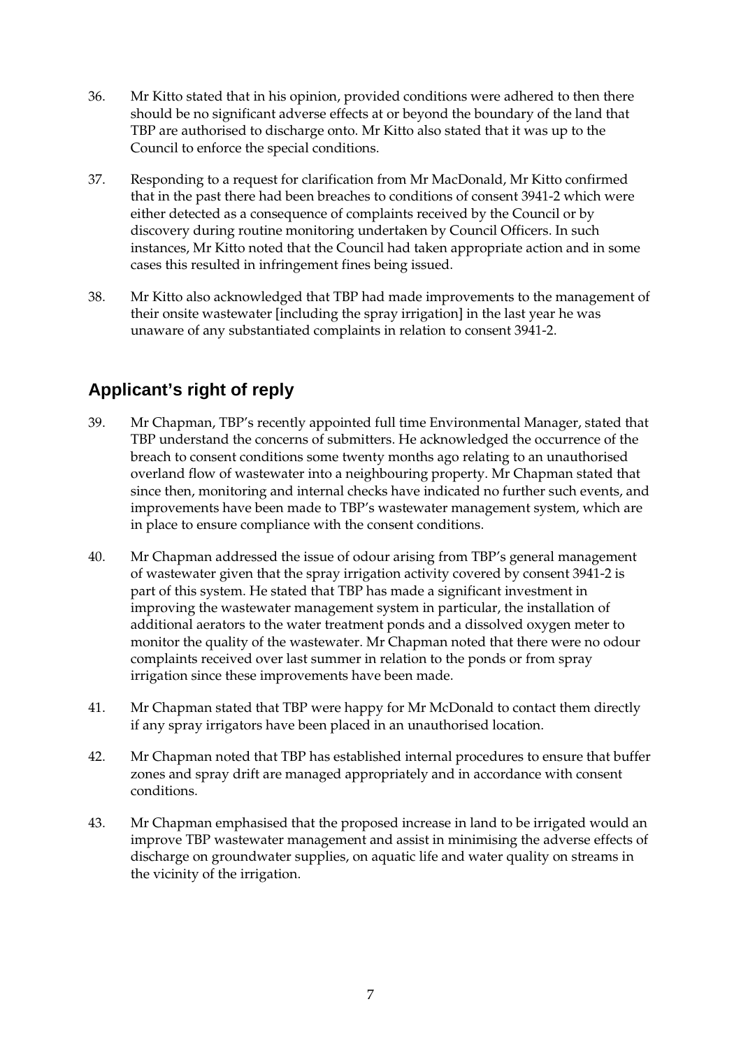36. Mr Kitto stated that in his opinion, provided conditions were adhered to then there should be no significant adverse effects at or beyond the boundary of the land that TBP are authorised to discharge onto. Mr Kitto also stated that it was up to the Council to enforce the special conditions.

37. Responding to a request for clarification from Mr MacDonald, Mr Kitto confirmed that in the past there had been breaches to conditions of consent 3941-2 which were either detected as a consequence of complaints received by the Council or by discovery during routine monitoring undertaken by Council Officers. In such instances, Mr Kitto noted that the Council had taken appropriate action and in some cases this resulted in infringement fines being issued.

38. Mr Kitto also acknowledged that TBP had made improvements to the management of their onsite wastewater [including the spray irrigation] in the last year he was unaware of any substantiated complaints in relation to consent 3941-2.

## Applicant's right of reply

39. Mr Chapman, TBP's recently appointed full time Environmental Manager, stated that TBP understand the concerns of submitters. He acknowledged the occurrence of the breach to consent conditions some twenty months ago relating to an unauthorised overland flow of wastewater into a neighbouring property. Mr Chapman stated that since then, monitoring and internal checks have indicated no further such events, and improvements have been made to TBP's wastewater management system, which are in place to ensure compliance with the consent conditions.

40. Mr Chapman addressed the issue of odour arising from TBP's general management of wastewater given that the spray irrigation activity covered by consent 3941-2 is part of this system. He stated that TBP has made a significant investment in improving the wastewater management system in particular, the installation of additional aerators to the water treatment ponds and a dissolved oxygen meter to monitor the quality of the wastewater. Mr Chapman noted that there were no odour complaints received over last summer in relation to the ponds or from spray irrigation since these improvements have been made.

41. Mr Chapman stated that TBP were happy for Mr McDonald to contact them directly if any spray irrigators have been placed in an unauthorised location.

42. Mr Chapman noted that TBP has established internal procedures to ensure that buffer zones and spray drift are managed appropriately and in accordance with consent conditions.

43. Mr Chapman emphasised that the proposed increase in land to be irrigated would an improve TBP wastewater management and assist in minimising the adverse effects of discharge on groundwater supplies, on aquatic life and water quality on streams in the vicinity of the irrigation.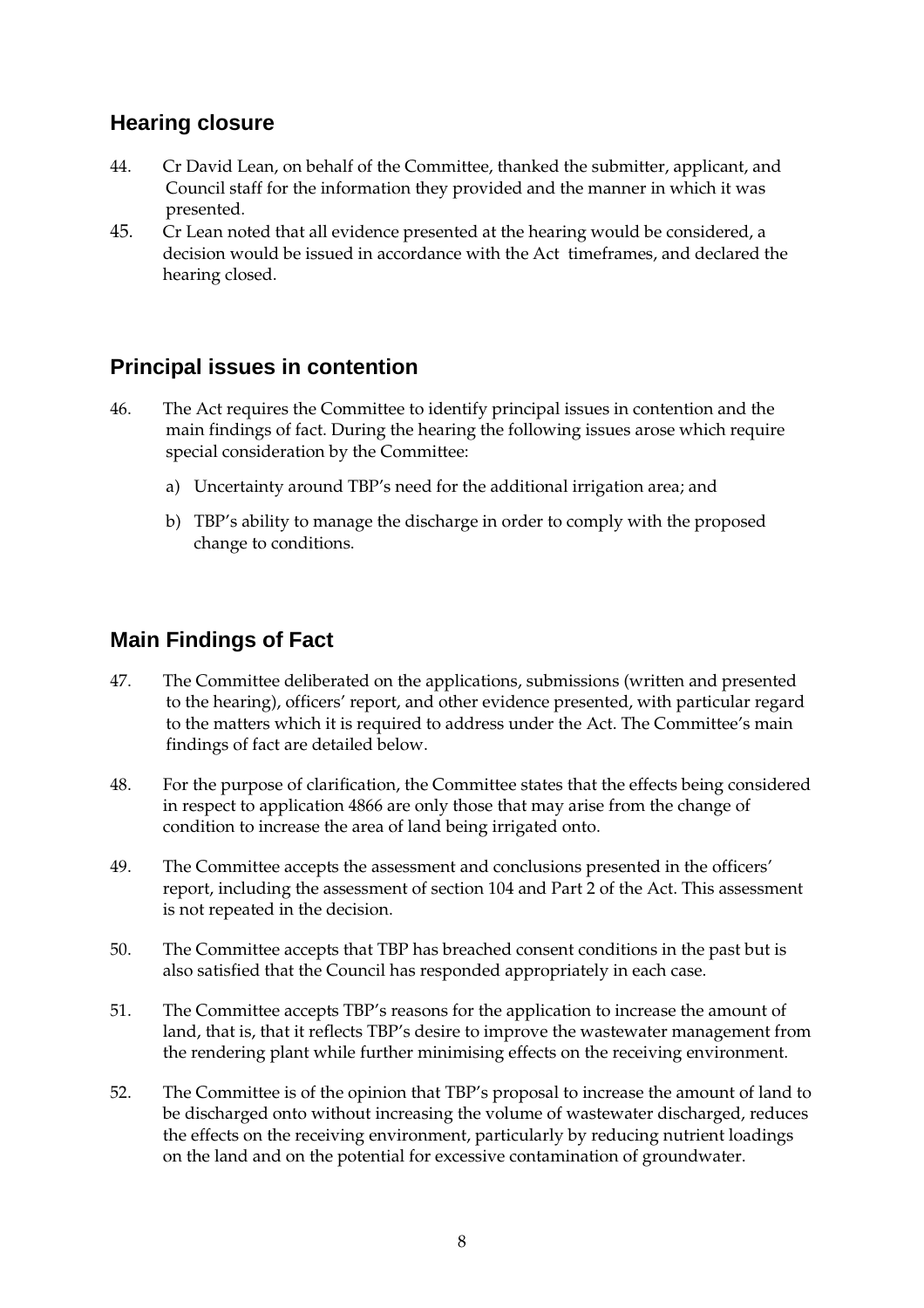## Hearing closure

44. Cr David Lean, on behalf of the Committee, thanked the submitter, applicant, and Council staff for the information they provided and the manner in which it was presented.
45. Cr Lean noted that all evidence presented at the hearing would be considered, a decision would be issued in accordance with the Act timeframes, and declared the hearing closed.

## Principal issues in contention

46. The Act requires the Committee to identify principal issues in contention and the main findings of fact. During the hearing the following issues arose which require special consideration by the Committee:

    a) Uncertainty around TBP's need for the additional irrigation area; and

    b) TBP's ability to manage the discharge in order to comply with the proposed change to conditions.

## Main Findings of Fact

47. The Committee deliberated on the applications, submissions (written and presented to the hearing), officers' report, and other evidence presented, with particular regard to the matters which it is required to address under the Act. The Committee's main findings of fact are detailed below.

48. For the purpose of clarification, the Committee states that the effects being considered in respect to application 4866 are only those that may arise from the change of condition to increase the area of land being irrigated onto.

49. The Committee accepts the assessment and conclusions presented in the officers' report, including the assessment of section 104 and Part 2 of the Act. This assessment is not repeated in the decision.

50. The Committee accepts that TBP has breached consent conditions in the past but is also satisfied that the Council has responded appropriately in each case.

51. The Committee accepts TBP's reasons for the application to increase the amount of land, that is, that it reflects TBP's desire to improve the wastewater management from the rendering plant while further minimising effects on the receiving environment.

52. The Committee is of the opinion that TBP's proposal to increase the amount of land to be discharged onto without increasing the volume of wastewater discharged, reduces the effects on the receiving environment, particularly by reducing nutrient loadings on the land and on the potential for excessive contamination of groundwater.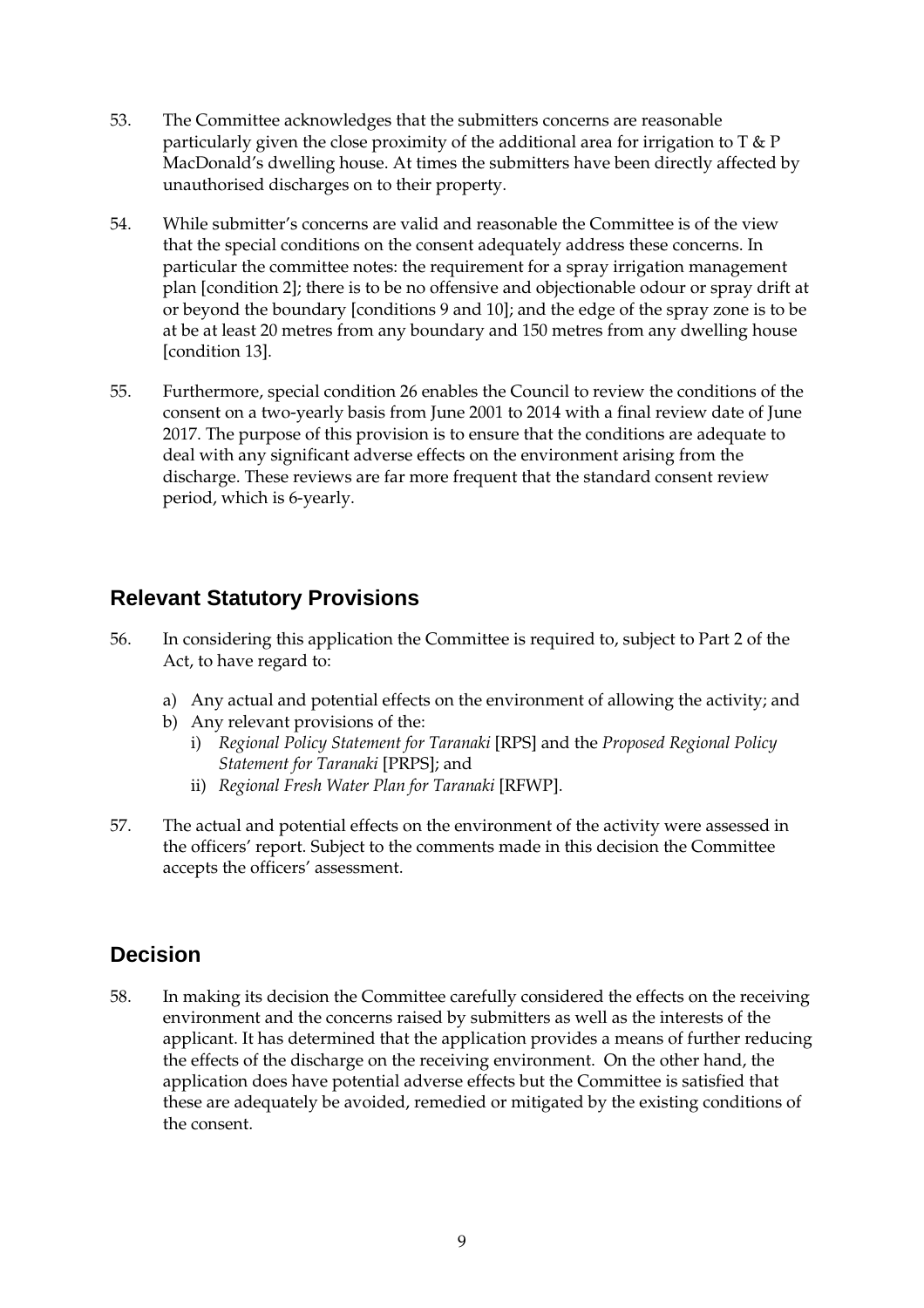53. The Committee acknowledges that the submitters concerns are reasonable particularly given the close proximity of the additional area for irrigation to T & P MacDonald's dwelling house. At times the submitters have been directly affected by unauthorised discharges on to their property.

54. While submitter's concerns are valid and reasonable the Committee is of the view that the special conditions on the consent adequately address these concerns. In particular the committee notes: the requirement for a spray irrigation management plan [condition 2]; there is to be no offensive and objectionable odour or spray drift at or beyond the boundary [conditions 9 and 10]; and the edge of the spray zone is to be at be at least 20 metres from any boundary and 150 metres from any dwelling house [condition 13].

55. Furthermore, special condition 26 enables the Council to review the conditions of the consent on a two-yearly basis from June 2001 to 2014 with a final review date of June 2017. The purpose of this provision is to ensure that the conditions are adequate to deal with any significant adverse effects on the environment arising from the discharge. These reviews are far more frequent that the standard consent review period, which is 6-yearly.

## Relevant Statutory Provisions

56. In considering this application the Committee is required to, subject to Part 2 of the Act, to have regard to:

    a) Any actual and potential effects on the environment of allowing the activity; and
    b) Any relevant provisions of the:
        i) *Regional Policy Statement for Taranaki* [RPS] and the *Proposed Regional Policy Statement for Taranaki* [PRPS]; and
        ii) *Regional Fresh Water Plan for Taranaki* [RFWP].

57. The actual and potential effects on the environment of the activity were assessed in the officers' report. Subject to the comments made in this decision the Committee accepts the officers' assessment.

## Decision

58. In making its decision the Committee carefully considered the effects on the receiving environment and the concerns raised by submitters as well as the interests of the applicant. It has determined that the application provides a means of further reducing the effects of the discharge on the receiving environment. On the other hand, the application does have potential adverse effects but the Committee is satisfied that these are adequately be avoided, remedied or mitigated by the existing conditions of the consent.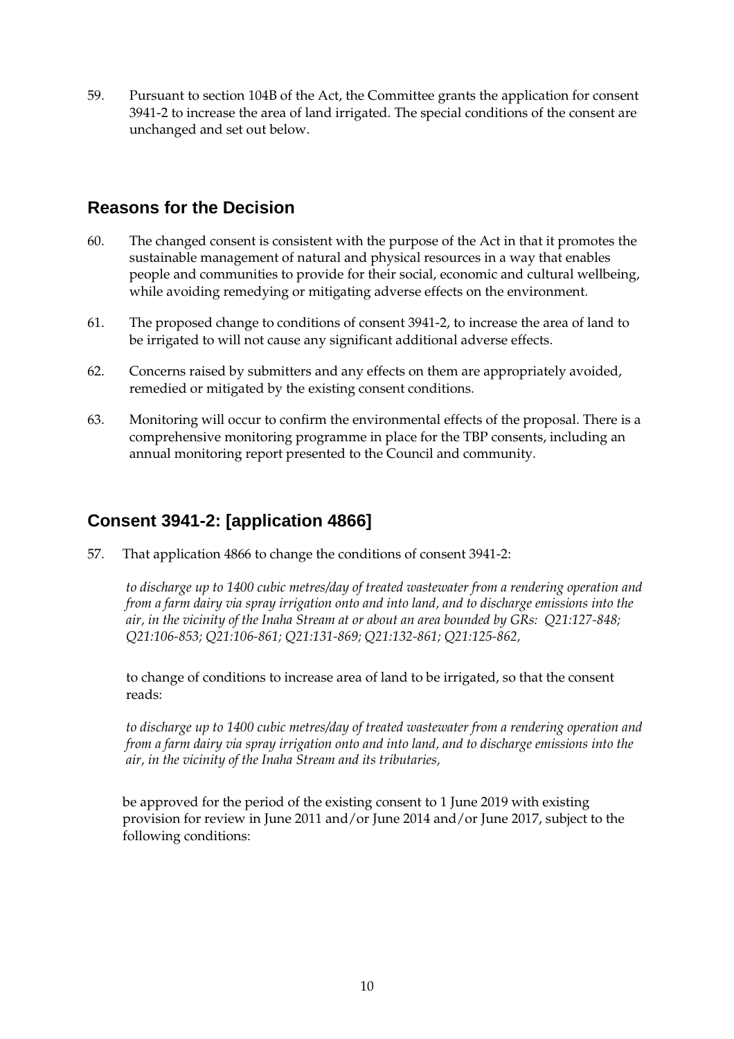59. Pursuant to section 104B of the Act, the Committee grants the application for consent 3941-2 to increase the area of land irrigated. The special conditions of the consent are unchanged and set out below.

## Reasons for the Decision

60. The changed consent is consistent with the purpose of the Act in that it promotes the sustainable management of natural and physical resources in a way that enables people and communities to provide for their social, economic and cultural wellbeing, while avoiding remedying or mitigating adverse effects on the environment.

61. The proposed change to conditions of consent 3941-2, to increase the area of land to be irrigated to will not cause any significant additional adverse effects.

62. Concerns raised by submitters and any effects on them are appropriately avoided, remedied or mitigated by the existing consent conditions.

63. Monitoring will occur to confirm the environmental effects of the proposal. There is a comprehensive monitoring programme in place for the TBP consents, including an annual monitoring report presented to the Council and community.

## Consent 3941-2: [application 4866]

57. That application 4866 to change the conditions of consent 3941-2:

*to discharge up to 1400 cubic metres/day of treated wastewater from a rendering operation and from a farm dairy via spray irrigation onto and into land, and to discharge emissions into the air, in the vicinity of the Inaha Stream at or about an area bounded by GRs: Q21:127-848; Q21:106-853; Q21:106-861; Q21:131-869; Q21:132-861; Q21:125-862,*

to change of conditions to increase area of land to be irrigated, so that the consent reads:

*to discharge up to 1400 cubic metres/day of treated wastewater from a rendering operation and from a farm dairy via spray irrigation onto and into land, and to discharge emissions into the air, in the vicinity of the Inaha Stream and its tributaries,*

be approved for the period of the existing consent to 1 June 2019 with existing provision for review in June 2011 and/or June 2014 and/or June 2017, subject to the following conditions: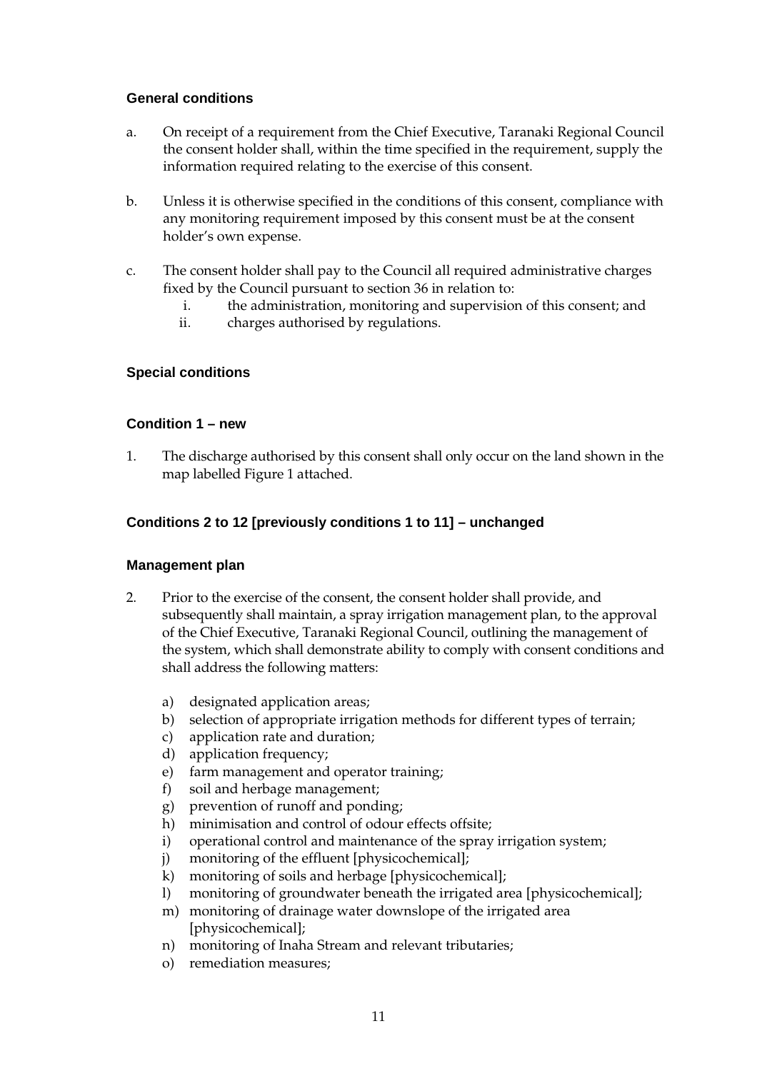### General conditions

a. On receipt of a requirement from the Chief Executive, Taranaki Regional Council the consent holder shall, within the time specified in the requirement, supply the information required relating to the exercise of this consent.

b. Unless it is otherwise specified in the conditions of this consent, compliance with any monitoring requirement imposed by this consent must be at the consent holder's own expense.

c. The consent holder shall pay to the Council all required administrative charges fixed by the Council pursuant to section 36 in relation to:
   i. the administration, monitoring and supervision of this consent; and
   ii. charges authorised by regulations.

### Special conditions

### Condition 1 – new

1. The discharge authorised by this consent shall only occur on the land shown in the map labelled Figure 1 attached.

### Conditions 2 to 12 [previously conditions 1 to 11] – unchanged

### Management plan

2. Prior to the exercise of the consent, the consent holder shall provide, and subsequently shall maintain, a spray irrigation management plan, to the approval of the Chief Executive, Taranaki Regional Council, outlining the management of the system, which shall demonstrate ability to comply with consent conditions and shall address the following matters:

   a) designated application areas;
   b) selection of appropriate irrigation methods for different types of terrain;
   c) application rate and duration;
   d) application frequency;
   e) farm management and operator training;
   f) soil and herbage management;
   g) prevention of runoff and ponding;
   h) minimisation and control of odour effects offsite;
   i) operational control and maintenance of the spray irrigation system;
   j) monitoring of the effluent [physicochemical];
   k) monitoring of soils and herbage [physicochemical];
   l) monitoring of groundwater beneath the irrigated area [physicochemical];
   m) monitoring of drainage water downslope of the irrigated area [physicochemical];
   n) monitoring of Inaha Stream and relevant tributaries;
   o) remediation measures;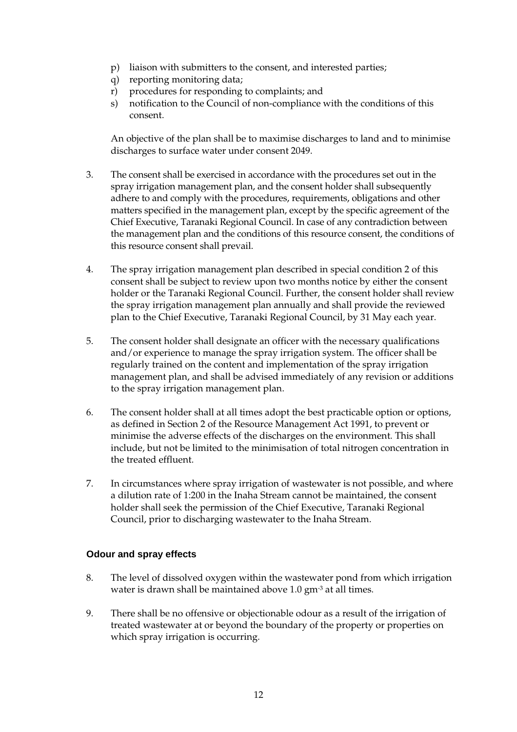p) liaison with submitters to the consent, and interested parties;
q) reporting monitoring data;
r) procedures for responding to complaints; and
s) notification to the Council of non-compliance with the conditions of this consent.

An objective of the plan shall be to maximise discharges to land and to minimise discharges to surface water under consent 2049.

3. The consent shall be exercised in accordance with the procedures set out in the spray irrigation management plan, and the consent holder shall subsequently adhere to and comply with the procedures, requirements, obligations and other matters specified in the management plan, except by the specific agreement of the Chief Executive, Taranaki Regional Council. In case of any contradiction between the management plan and the conditions of this resource consent, the conditions of this resource consent shall prevail.

4. The spray irrigation management plan described in special condition 2 of this consent shall be subject to review upon two months notice by either the consent holder or the Taranaki Regional Council. Further, the consent holder shall review the spray irrigation management plan annually and shall provide the reviewed plan to the Chief Executive, Taranaki Regional Council, by 31 May each year.

5. The consent holder shall designate an officer with the necessary qualifications and/or experience to manage the spray irrigation system. The officer shall be regularly trained on the content and implementation of the spray irrigation management plan, and shall be advised immediately of any revision or additions to the spray irrigation management plan.

6. The consent holder shall at all times adopt the best practicable option or options, as defined in Section 2 of the Resource Management Act 1991, to prevent or minimise the adverse effects of the discharges on the environment. This shall include, but not be limited to the minimisation of total nitrogen concentration in the treated effluent.

7. In circumstances where spray irrigation of wastewater is not possible, and where a dilution rate of 1:200 in the Inaha Stream cannot be maintained, the consent holder shall seek the permission of the Chief Executive, Taranaki Regional Council, prior to discharging wastewater to the Inaha Stream.

### Odour and spray effects

8. The level of dissolved oxygen within the wastewater pond from which irrigation water is drawn shall be maintained above 1.0 $gm^{-3}$ at all times.

9. There shall be no offensive or objectionable odour as a result of the irrigation of treated wastewater at or beyond the boundary of the property or properties on which spray irrigation is occurring.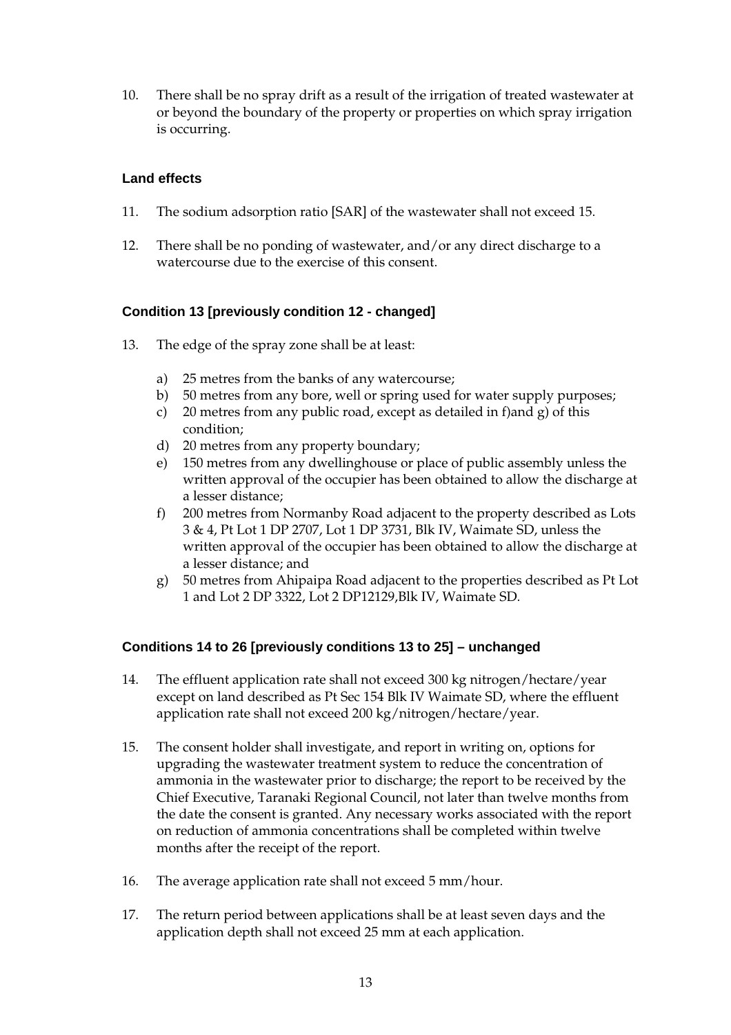10. There shall be no spray drift as a result of the irrigation of treated wastewater at or beyond the boundary of the property or properties on which spray irrigation is occurring.

### Land effects

11. The sodium adsorption ratio [SAR] of the wastewater shall not exceed 15.

12. There shall be no ponding of wastewater, and/or any direct discharge to a watercourse due to the exercise of this consent.

### Condition 13 [previously condition 12 - changed]

13. The edge of the spray zone shall be at least:

    a) 25 metres from the banks of any watercourse;
    b) 50 metres from any bore, well or spring used for water supply purposes;
    c) 20 metres from any public road, except as detailed in f)and g) of this condition;
    d) 20 metres from any property boundary;
    e) 150 metres from any dwellinghouse or place of public assembly unless the written approval of the occupier has been obtained to allow the discharge at a lesser distance;
    f) 200 metres from Normanby Road adjacent to the property described as Lots 3 & 4, Pt Lot 1 DP 2707, Lot 1 DP 3731, Blk IV, Waimate SD, unless the written approval of the occupier has been obtained to allow the discharge at a lesser distance; and
    g) 50 metres from Ahipaipa Road adjacent to the properties described as Pt Lot 1 and Lot 2 DP 3322, Lot 2 DP12129,Blk IV, Waimate SD.

### Conditions 14 to 26 [previously conditions 13 to 25] – unchanged

14. The effluent application rate shall not exceed 300 kg nitrogen/hectare/year except on land described as Pt Sec 154 Blk IV Waimate SD, where the effluent application rate shall not exceed 200 kg/nitrogen/hectare/year.

15. The consent holder shall investigate, and report in writing on, options for upgrading the wastewater treatment system to reduce the concentration of ammonia in the wastewater prior to discharge; the report to be received by the Chief Executive, Taranaki Regional Council, not later than twelve months from the date the consent is granted. Any necessary works associated with the report on reduction of ammonia concentrations shall be completed within twelve months after the receipt of the report.

16. The average application rate shall not exceed 5 mm/hour.

17. The return period between applications shall be at least seven days and the application depth shall not exceed 25 mm at each application.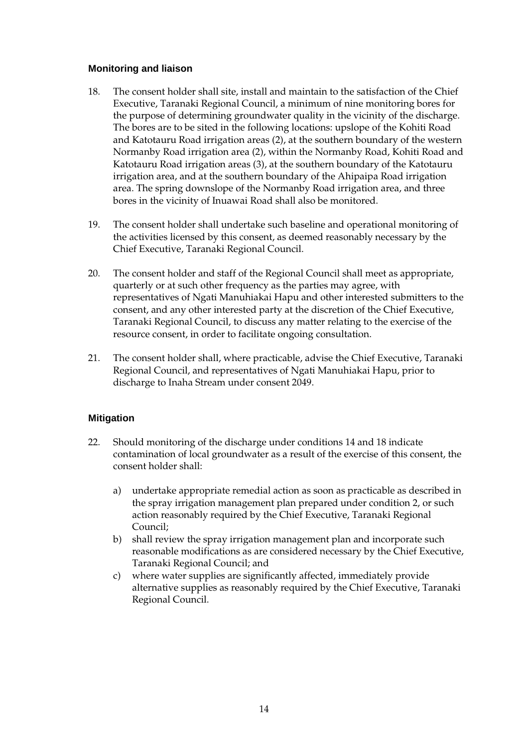## Monitoring and liaison

18. The consent holder shall site, install and maintain to the satisfaction of the Chief Executive, Taranaki Regional Council, a minimum of nine monitoring bores for the purpose of determining groundwater quality in the vicinity of the discharge. The bores are to be sited in the following locations: upslope of the Kohiti Road and Katotauru Road irrigation areas (2), at the southern boundary of the western Normanby Road irrigation area (2), within the Normanby Road, Kohiti Road and Katotauru Road irrigation areas (3), at the southern boundary of the Katotauru irrigation area, and at the southern boundary of the Ahipaipa Road irrigation area. The spring downslope of the Normanby Road irrigation area, and three bores in the vicinity of Inuawai Road shall also be monitored.

19. The consent holder shall undertake such baseline and operational monitoring of the activities licensed by this consent, as deemed reasonably necessary by the Chief Executive, Taranaki Regional Council.

20. The consent holder and staff of the Regional Council shall meet as appropriate, quarterly or at such other frequency as the parties may agree, with representatives of Ngati Manuhiakai Hapu and other interested submitters to the consent, and any other interested party at the discretion of the Chief Executive, Taranaki Regional Council, to discuss any matter relating to the exercise of the resource consent, in order to facilitate ongoing consultation.

21. The consent holder shall, where practicable, advise the Chief Executive, Taranaki Regional Council, and representatives of Ngati Manuhiakai Hapu, prior to discharge to Inaha Stream under consent 2049.

## Mitigation

22. Should monitoring of the discharge under conditions 14 and 18 indicate contamination of local groundwater as a result of the exercise of this consent, the consent holder shall:

    a) undertake appropriate remedial action as soon as practicable as described in the spray irrigation management plan prepared under condition 2, or such action reasonably required by the Chief Executive, Taranaki Regional Council;
    b) shall review the spray irrigation management plan and incorporate such reasonable modifications as are considered necessary by the Chief Executive, Taranaki Regional Council; and
    c) where water supplies are significantly affected, immediately provide alternative supplies as reasonably required by the Chief Executive, Taranaki Regional Council.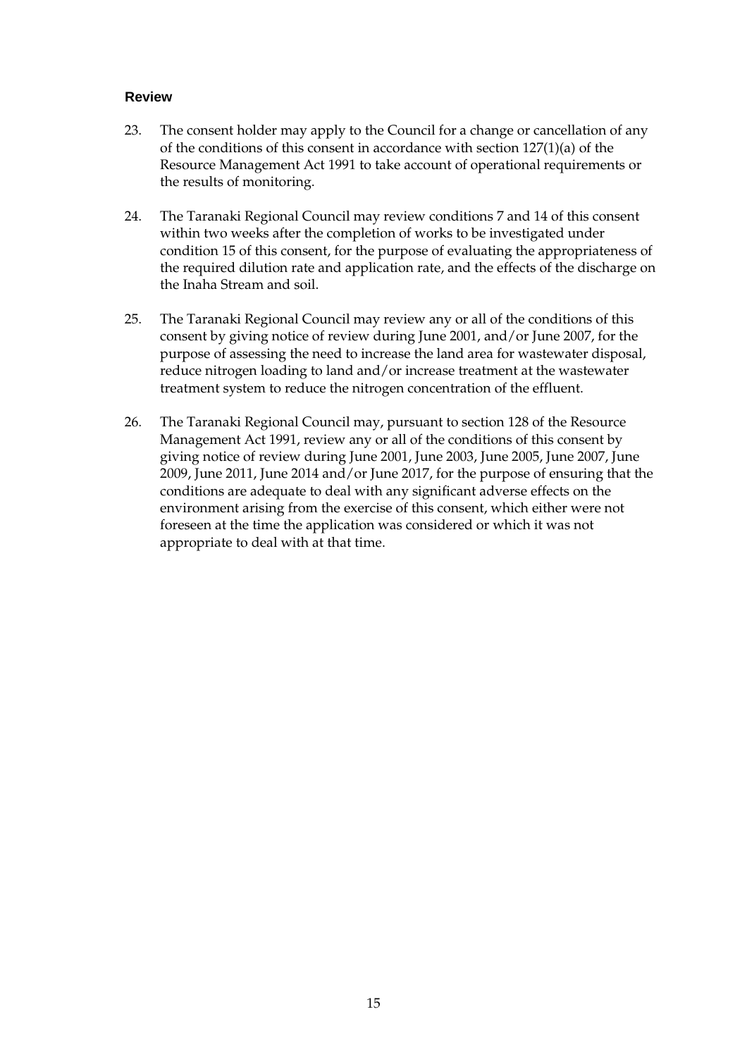**Review**

23. The consent holder may apply to the Council for a change or cancellation of any of the conditions of this consent in accordance with section 127(1)(a) of the Resource Management Act 1991 to take account of operational requirements or the results of monitoring.

24. The Taranaki Regional Council may review conditions 7 and 14 of this consent within two weeks after the completion of works to be investigated under condition 15 of this consent, for the purpose of evaluating the appropriateness of the required dilution rate and application rate, and the effects of the discharge on the Inaha Stream and soil.

25. The Taranaki Regional Council may review any or all of the conditions of this consent by giving notice of review during June 2001, and/or June 2007, for the purpose of assessing the need to increase the land area for wastewater disposal, reduce nitrogen loading to land and/or increase treatment at the wastewater treatment system to reduce the nitrogen concentration of the effluent.

26. The Taranaki Regional Council may, pursuant to section 128 of the Resource Management Act 1991, review any or all of the conditions of this consent by giving notice of review during June 2001, June 2003, June 2005, June 2007, June 2009, June 2011, June 2014 and/or June 2017, for the purpose of ensuring that the conditions are adequate to deal with any significant adverse effects on the environment arising from the exercise of this consent, which either were not foreseen at the time the application was considered or which it was not appropriate to deal with at that time.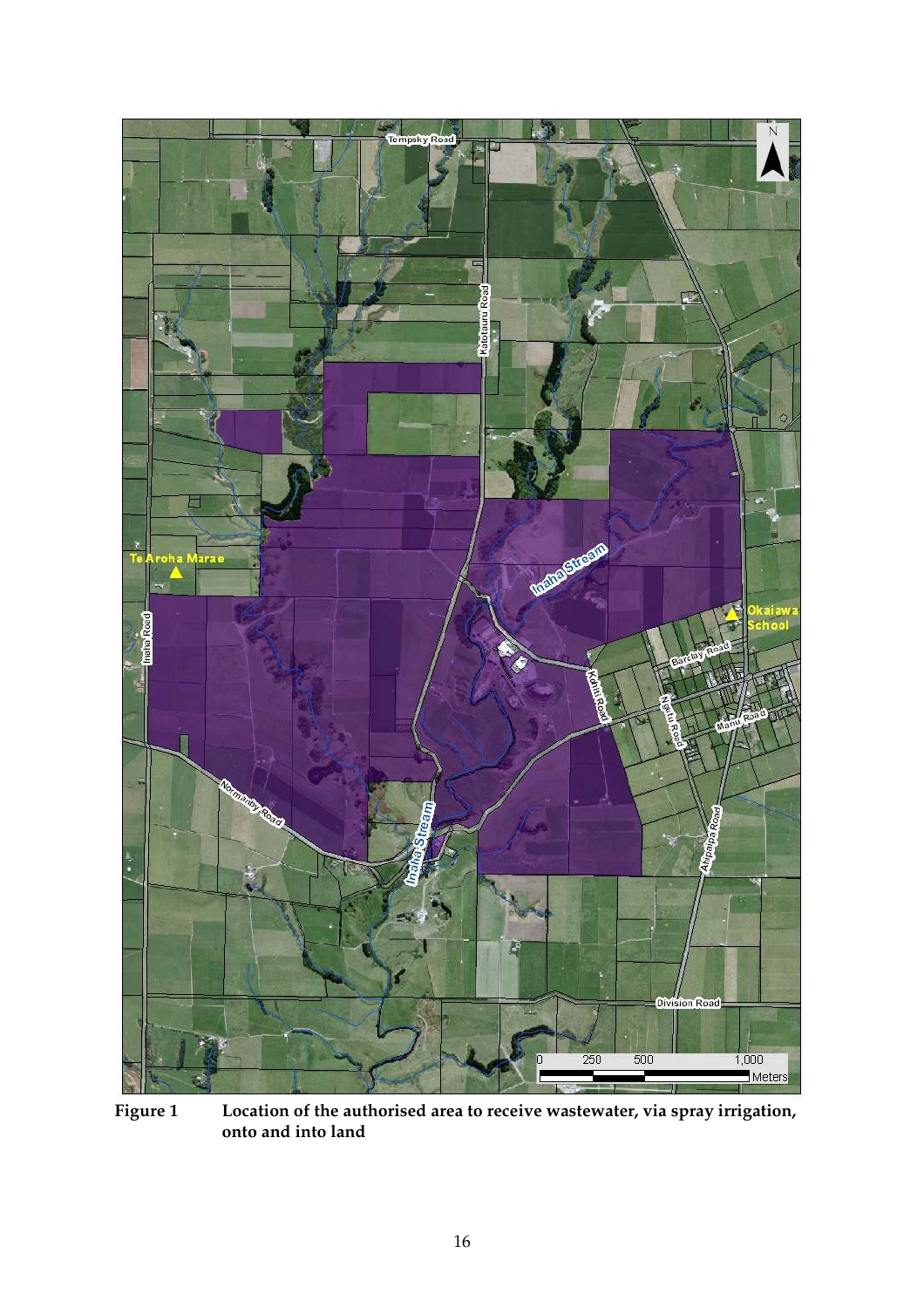**Figure 1 Location of the authorised area to receive wastewater, via spray irrigation, onto and into land**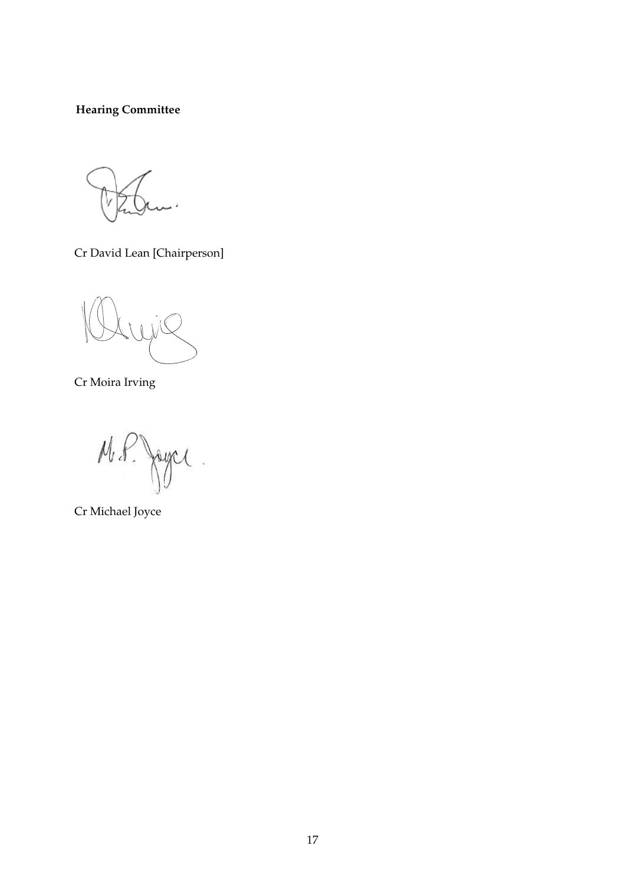**Hearing Committee**

Cr David Lean [Chairperson]

Cr Moira Irving

Cr Michael Joyce